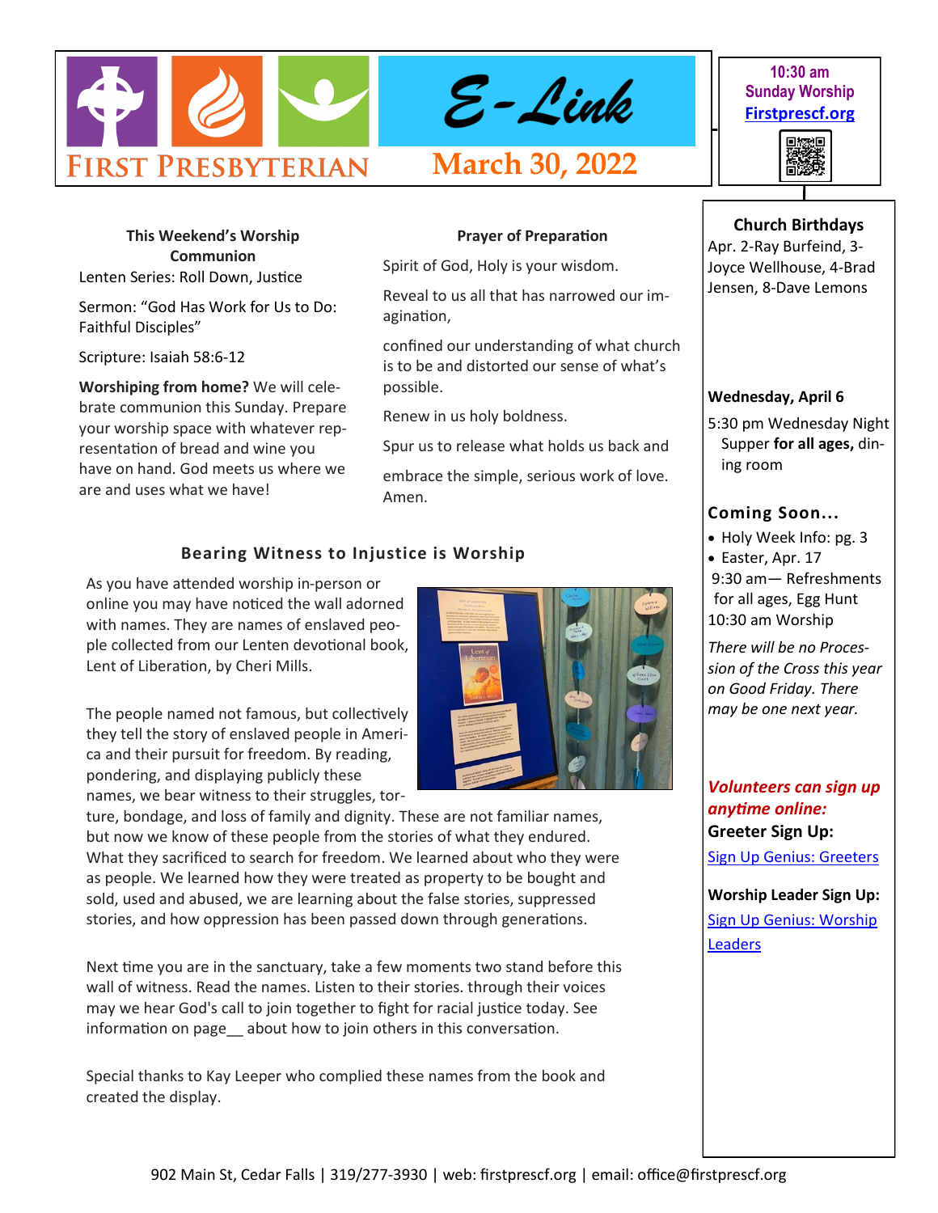# First Presbyterian E-Link

## March 30, 2022

**10:30 am Sunday Worship**
**Firstprescf.org**

**This Weekend's Worship**
**Communion**

Lenten Series: Roll Down, Justice

Sermon: "God Has Work for Us to Do: Faithful Disciples"

Scripture: Isaiah 58:6-12

**Worshiping from home?** We will celebrate communion this Sunday. Prepare your worship space with whatever representation of bread and wine you have on hand. God meets us where we are and uses what we have!

**Prayer of Preparation**

Spirit of God, Holy is your wisdom.

Reveal to us all that has narrowed our imagination,

confined our understanding of what church is to be and distorted our sense of what's possible.

Renew in us holy boldness.

Spur us to release what holds us back and

embrace the simple, serious work of love. Amen.

### Bearing Witness to Injustice is Worship

As you have attended worship in-person or online you may have noticed the wall adorned with names. They are names of enslaved people collected from our Lenten devotional book, Lent of Liberation, by Cheri Mills.

The people named not famous, but collectively they tell the story of enslaved people in America and their pursuit for freedom. By reading, pondering, and displaying publicly these names, we bear witness to their struggles, torture, bondage, and loss of family and dignity. These are not familiar names, but now we know of these people from the stories of what they endured. What they sacrificed to search for freedom. We learned about who they were as people. We learned how they were treated as property to be bought and sold, used and abused, we are learning about the false stories, suppressed stories, and how oppression has been passed down through generations.

Next time you are in the sanctuary, take a few moments two stand before this wall of witness. Read the names. Listen to their stories. through their voices may we hear God's call to join together to fight for racial justice today. See information on page__ about how to join others in this conversation.

Special thanks to Kay Leeper who complied these names from the book and created the display.

**Church Birthdays**

Apr. 2-Ray Burfeind, 3-Joyce Wellhouse, 4-Brad Jensen, 8-Dave Lemons

**Wednesday, April 6**

5:30 pm Wednesday Night Supper **for all ages,** dining room

**Coming Soon…**

- Holy Week Info: pg. 3
- Easter, Apr. 17

9:30 am— Refreshments for all ages, Egg Hunt
10:30 am Worship

*There will be no Procession of the Cross this year on Good Friday. There may be one next year.*

***Volunteers can sign up anytime online:***

**Greeter Sign Up:**

Sign Up Genius: Greeters

**Worship Leader Sign Up:**

Sign Up Genius: Worship Leaders

902 Main St, Cedar Falls | 319/277-3930 | web: firstprescf.org | email: office@firstprescf.org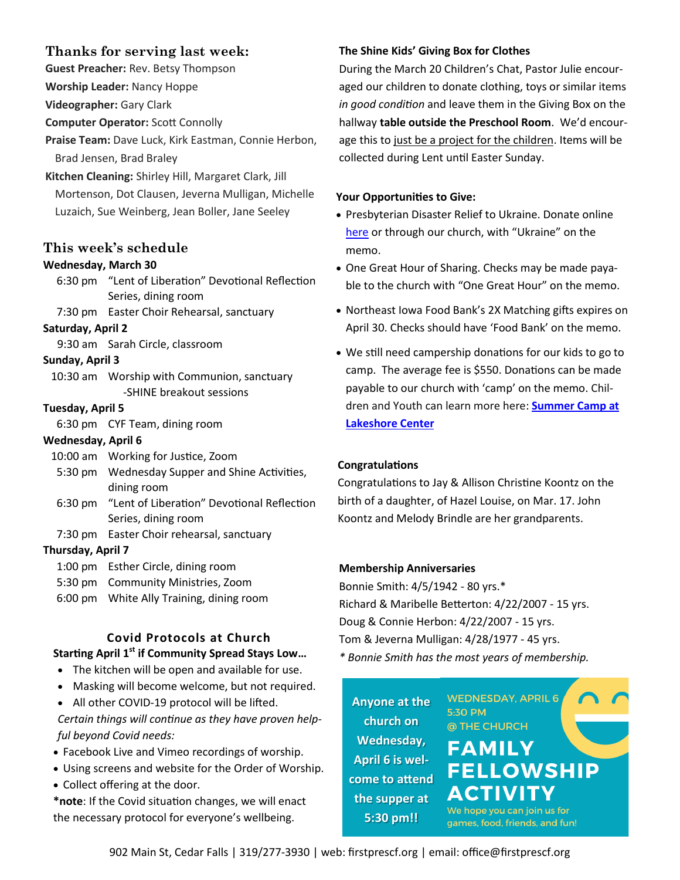## Thanks for serving last week:

**Guest Preacher:** Rev. Betsy Thompson

**Worship Leader:** Nancy Hoppe

**Videographer:** Gary Clark

**Computer Operator:** Scott Connolly

**Praise Team:** Dave Luck, Kirk Eastman, Connie Herbon, Brad Jensen, Brad Braley

**Kitchen Cleaning:** Shirley Hill, Margaret Clark, Jill Mortenson, Dot Clausen, Jeverna Mulligan, Michelle Luzaich, Sue Weinberg, Jean Boller, Jane Seeley

## This week's schedule

**Wednesday, March 30**

- 6:30 pm "Lent of Liberation" Devotional Reflection Series, dining room
- 7:30 pm Easter Choir Rehearsal, sanctuary

**Saturday, April 2**

- 9:30 am Sarah Circle, classroom

**Sunday, April 3**

- 10:30 am Worship with Communion, sanctuary -SHINE breakout sessions

**Tuesday, April 5**

- 6:30 pm CYF Team, dining room

**Wednesday, April 6**

- 10:00 am Working for Justice, Zoom
- 5:30 pm Wednesday Supper and Shine Activities, dining room
- 6:30 pm "Lent of Liberation" Devotional Reflection Series, dining room
- 7:30 pm Easter Choir rehearsal, sanctuary

**Thursday, April 7**

- 1:00 pm Esther Circle, dining room
- 5:30 pm Community Ministries, Zoom
- 6:00 pm White Ally Training, dining room

### Covid Protocols at Church

**Starting April 1st if Community Spread Stays Low…**

- The kitchen will be open and available for use.
- Masking will become welcome, but not required.
- All other COVID-19 protocol will be lifted.

*Certain things will continue as they have proven helpful beyond Covid needs:*

- Facebook Live and Vimeo recordings of worship.
- Using screens and website for the Order of Worship.
- Collect offering at the door.

***note**: If the Covid situation changes, we will enact the necessary protocol for everyone's wellbeing.

### The Shine Kids' Giving Box for Clothes

During the March 20 Children's Chat, Pastor Julie encouraged our children to donate clothing, toys or similar items *in good condition* and leave them in the Giving Box on the hallway **table outside the Preschool Room**. We'd encourage this to just be a project for the children. Items will be collected during Lent until Easter Sunday.

### Your Opportunities to Give:

- Presbyterian Disaster Relief to Ukraine. Donate online here or through our church, with "Ukraine" on the memo.
- One Great Hour of Sharing. Checks may be made payable to the church with "One Great Hour" on the memo.
- Northeast Iowa Food Bank's 2X Matching gifts expires on April 30. Checks should have 'Food Bank' on the memo.
- We still need campership donations for our kids to go to camp. The average fee is $550. Donations can be made payable to our church with 'camp' on the memo. Children and Youth can learn more here: **Summer Camp at Lakeshore Center**

### Congratulations

Congratulations to Jay & Allison Christine Koontz on the birth of a daughter, of Hazel Louise, on Mar. 17. John Koontz and Melody Brindle are her grandparents.

### Membership Anniversaries

Bonnie Smith: 4/5/1942 - 80 yrs.*

Richard & Maribelle Betterton: 4/22/2007 - 15 yrs.

Doug & Connie Herbon: 4/22/2007 - 15 yrs.

Tom & Jeverna Mulligan: 4/28/1977 - 45 yrs.

*\* Bonnie Smith has the most years of membership.*

**Anyone at the church on Wednesday, April 6 is welcome to attend the supper at 5:30 pm!!**

WEDNESDAY, APRIL 6
5:30 PM
@ THE CHURCH

**FAMILY FELLOWSHIP ACTIVITY**

We hope you can join us for games, food, friends, and fun!

902 Main St, Cedar Falls | 319/277-3930 | web: firstprescf.org | email: office@firstprescf.org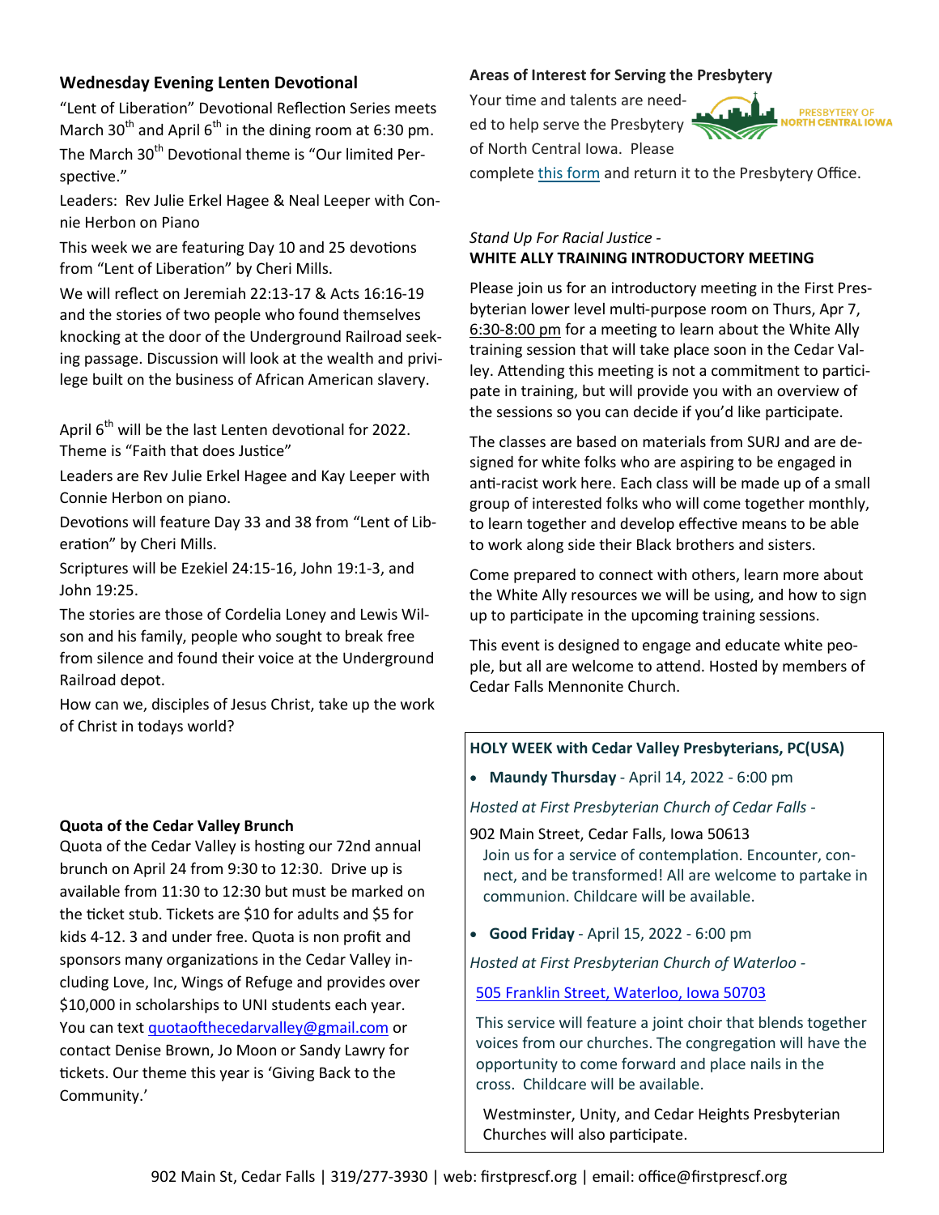## Wednesday Evening Lenten Devotional

"Lent of Liberation" Devotional Reflection Series meets March 30th and April 6th in the dining room at 6:30 pm. The March 30th Devotional theme is "Our limited Perspective."

Leaders: Rev Julie Erkel Hagee & Neal Leeper with Connie Herbon on Piano

This week we are featuring Day 10 and 25 devotions from "Lent of Liberation" by Cheri Mills.

We will reflect on Jeremiah 22:13-17 & Acts 16:16-19 and the stories of two people who found themselves knocking at the door of the Underground Railroad seeking passage. Discussion will look at the wealth and privilege built on the business of African American slavery.

April 6th will be the last Lenten devotional for 2022. Theme is "Faith that does Justice"

Leaders are Rev Julie Erkel Hagee and Kay Leeper with Connie Herbon on piano.

Devotions will feature Day 33 and 38 from "Lent of Liberation" by Cheri Mills.

Scriptures will be Ezekiel 24:15-16, John 19:1-3, and John 19:25.

The stories are those of Cordelia Loney and Lewis Wilson and his family, people who sought to break free from silence and found their voice at the Underground Railroad depot.

How can we, disciples of Jesus Christ, take up the work of Christ in todays world?

## Quota of the Cedar Valley Brunch

Quota of the Cedar Valley is hosting our 72nd annual brunch on April 24 from 9:30 to 12:30. Drive up is available from 11:30 to 12:30 but must be marked on the ticket stub. Tickets are $10 for adults and $5 for kids 4-12. 3 and under free. Quota is non profit and sponsors many organizations in the Cedar Valley including Love, Inc, Wings of Refuge and provides over $10,000 in scholarships to UNI students each year. You can text quotaofthecedarvalley@gmail.com or contact Denise Brown, Jo Moon or Sandy Lawry for tickets. Our theme this year is 'Giving Back to the Community.'

## Areas of Interest for Serving the Presbytery

Your time and talents are needed to help serve the Presbytery of North Central Iowa. Please complete this form and return it to the Presbytery Office.

PRESBYTERY OF NORTH CENTRAL IOWA

*Stand Up For Racial Justice -*

**WHITE ALLY TRAINING INTRODUCTORY MEETING**

Please join us for an introductory meeting in the First Presbyterian lower level multi-purpose room on Thurs, Apr 7, 6:30-8:00 pm for a meeting to learn about the White Ally training session that will take place soon in the Cedar Valley. Attending this meeting is not a commitment to participate in training, but will provide you with an overview of the sessions so you can decide if you'd like participate.

The classes are based on materials from SURJ and are designed for white folks who are aspiring to be engaged in anti-racist work here. Each class will be made up of a small group of interested folks who will come together monthly, to learn together and develop effective means to be able to work along side their Black brothers and sisters.

Come prepared to connect with others, learn more about the White Ally resources we will be using, and how to sign up to participate in the upcoming training sessions.

This event is designed to engage and educate white people, but all are welcome to attend. Hosted by members of Cedar Falls Mennonite Church.

**HOLY WEEK with Cedar Valley Presbyterians, PC(USA)**

- **Maundy Thursday** - April 14, 2022 - 6:00 pm

*Hosted at First Presbyterian Church of Cedar Falls -*

902 Main Street, Cedar Falls, Iowa 50613

Join us for a service of contemplation. Encounter, connect, and be transformed! All are welcome to partake in communion. Childcare will be available.

- **Good Friday** - April 15, 2022 - 6:00 pm

*Hosted at First Presbyterian Church of Waterloo -*

505 Franklin Street, Waterloo, Iowa 50703

This service will feature a joint choir that blends together voices from our churches. The congregation will have the opportunity to come forward and place nails in the cross. Childcare will be available.

Westminster, Unity, and Cedar Heights Presbyterian Churches will also participate.